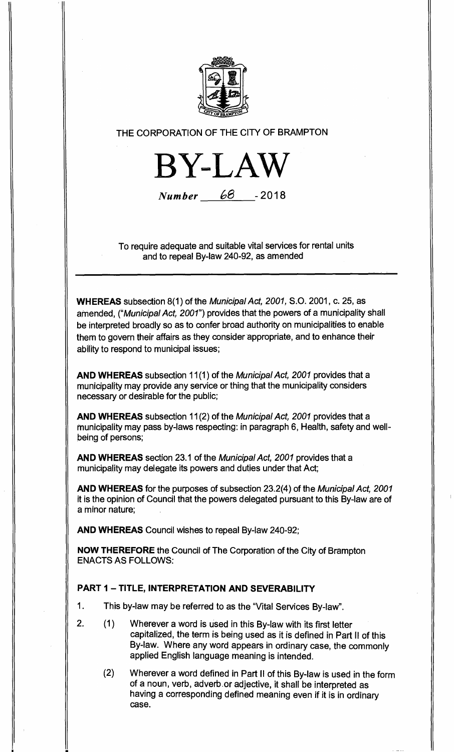THE CORPORATION OF THE CITY OF BRAMPTON

# BY-LAW

*Number* 68 - 2018

To require adequate and suitable vital services for rental units and to repeal By-law 240-92, as amended

---

**WHEREAS** subsection 8(1) of the *Municipal Act, 2001*, S.O. 2001, c. 25, as amended, ("*Municipal Act, 2001*") provides that the powers of a municipality shall be interpreted broadly so as to confer broad authority on municipalities to enable them to govern their affairs as they consider appropriate, and to enhance their ability to respond to municipal issues;

**AND WHEREAS** subsection 11(1) of the *Municipal Act, 2001* provides that a municipality may provide any service or thing that the municipality considers necessary or desirable for the public;

**AND WHEREAS** subsection 11(2) of the *Municipal Act, 2001* provides that a municipality may pass by-laws respecting: in paragraph 6, Health, safety and well-being of persons;

**AND WHEREAS** section 23.1 of the *Municipal Act, 2001* provides that a municipality may delegate its powers and duties under that Act;

**AND WHEREAS** for the purposes of subsection 23.2(4) of the *Municipal Act, 2001* it is the opinion of Council that the powers delegated pursuant to this By-law are of a minor nature;

**AND WHEREAS** Council wishes to repeal By-law 240-92;

**NOW THEREFORE** the Council of The Corporation of the City of Brampton ENACTS AS FOLLOWS:

## PART 1 – TITLE, INTERPRETATION AND SEVERABILITY

1. This by-law may be referred to as the "Vital Services By-law".

2. (1) Wherever a word is used in this By-law with its first letter capitalized, the term is being used as it is defined in Part II of this By-law. Where any word appears in ordinary case, the commonly applied English language meaning is intended.

   (2) Wherever a word defined in Part II of this By-law is used in the form of a noun, verb, adverb or adjective, it shall be interpreted as having a corresponding defined meaning even if it is in ordinary case.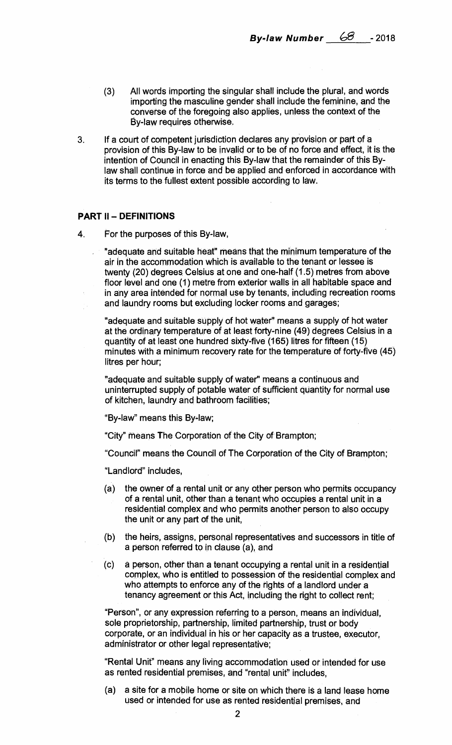(3) All words importing the singular shall include the plural, and words importing the masculine gender shall include the feminine, and the converse of the foregoing also applies, unless the context of the By-law requires otherwise.

3. If a court of competent jurisdiction declares any provision or part of a provision of this By-law to be invalid or to be of no force and effect, it is the intention of Council in enacting this By-law that the remainder of this By-law shall continue in force and be applied and enforced in accordance with its terms to the fullest extent possible according to law.

**PART II – DEFINITIONS**

4. For the purposes of this By-law,

"adequate and suitable heat" means that the minimum temperature of the air in the accommodation which is available to the tenant or lessee is twenty (20) degrees Celsius at one and one-half (1.5) metres from above floor level and one (1) metre from exterior walls in all habitable space and in any area intended for normal use by tenants, including recreation rooms and laundry rooms but excluding locker rooms and garages;

"adequate and suitable supply of hot water" means a supply of hot water at the ordinary temperature of at least forty-nine (49) degrees Celsius in a quantity of at least one hundred sixty-five (165) litres for fifteen (15) minutes with a minimum recovery rate for the temperature of forty-five (45) litres per hour;

"adequate and suitable supply of water" means a continuous and uninterrupted supply of potable water of sufficient quantity for normal use of kitchen, laundry and bathroom facilities;

"By-law" means this By-law;

"City" means The Corporation of the City of Brampton;

"Council" means the Council of The Corporation of the City of Brampton;

"Landlord" includes,

(a) the owner of a rental unit or any other person who permits occupancy of a rental unit, other than a tenant who occupies a rental unit in a residential complex and who permits another person to also occupy the unit or any part of the unit,

(b) the heirs, assigns, personal representatives and successors in title of a person referred to in clause (a), and

(c) a person, other than a tenant occupying a rental unit in a residential complex, who is entitled to possession of the residential complex and who attempts to enforce any of the rights of a landlord under a tenancy agreement or this Act, including the right to collect rent;

"Person", or any expression referring to a person, means an individual, sole proprietorship, partnership, limited partnership, trust or body corporate, or an individual in his or her capacity as a trustee, executor, administrator or other legal representative;

"Rental Unit" means any living accommodation used or intended for use as rented residential premises, and "rental unit" includes,

(a) a site for a mobile home or site on which there is a land lease home used or intended for use as rented residential premises, and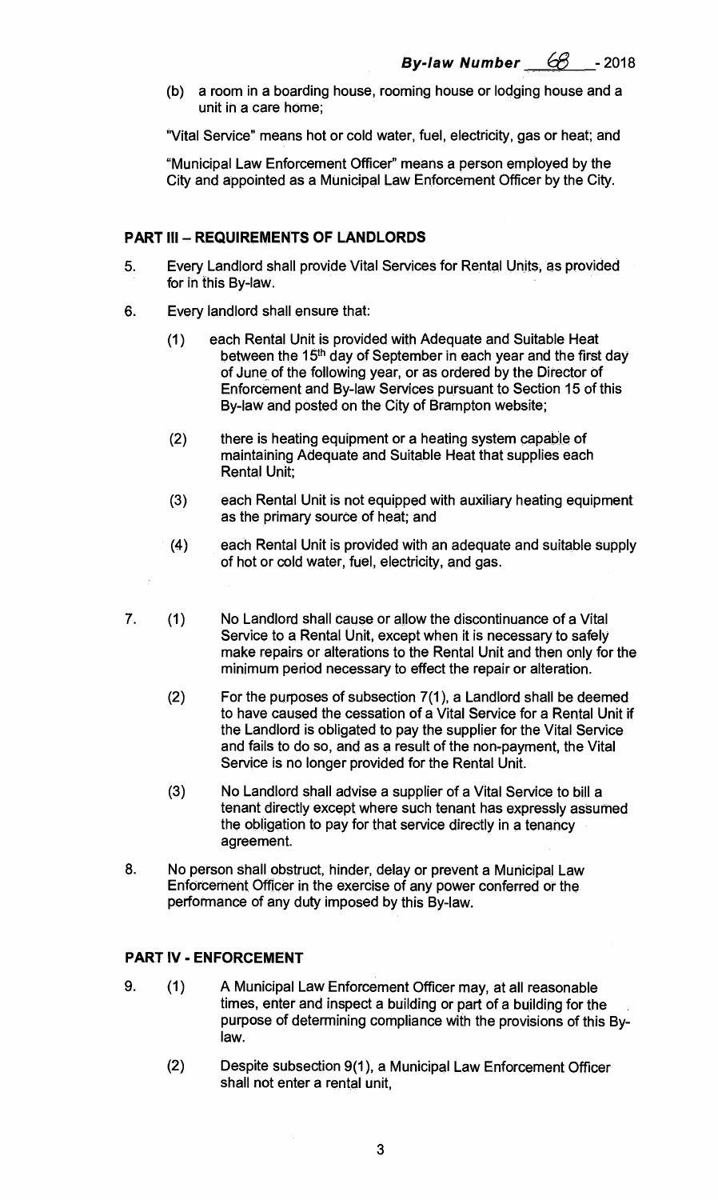(b) a room in a boarding house, rooming house or lodging house and a unit in a care home;

"Vital Service" means hot or cold water, fuel, electricity, gas or heat; and

"Municipal Law Enforcement Officer" means a person employed by the City and appointed as a Municipal Law Enforcement Officer by the City.

## PART III – REQUIREMENTS OF LANDLORDS

5. Every Landlord shall provide Vital Services for Rental Units, as provided for in this By-law.

6. Every landlord shall ensure that:

   (1) each Rental Unit is provided with Adequate and Suitable Heat between the 15th day of September in each year and the first day of June of the following year, or as ordered by the Director of Enforcement and By-law Services pursuant to Section 15 of this By-law and posted on the City of Brampton website;

   (2) there is heating equipment or a heating system capable of maintaining Adequate and Suitable Heat that supplies each Rental Unit;

   (3) each Rental Unit is not equipped with auxiliary heating equipment as the primary source of heat; and

   (4) each Rental Unit is provided with an adequate and suitable supply of hot or cold water, fuel, electricity, and gas.

7. (1) No Landlord shall cause or allow the discontinuance of a Vital Service to a Rental Unit, except when it is necessary to safely make repairs or alterations to the Rental Unit and then only for the minimum period necessary to effect the repair or alteration.

   (2) For the purposes of subsection 7(1), a Landlord shall be deemed to have caused the cessation of a Vital Service for a Rental Unit if the Landlord is obligated to pay the supplier for the Vital Service and fails to do so, and as a result of the non-payment, the Vital Service is no longer provided for the Rental Unit.

   (3) No Landlord shall advise a supplier of a Vital Service to bill a tenant directly except where such tenant has expressly assumed the obligation to pay for that service directly in a tenancy agreement.

8. No person shall obstruct, hinder, delay or prevent a Municipal Law Enforcement Officer in the exercise of any power conferred or the performance of any duty imposed by this By-law.

## PART IV - ENFORCEMENT

9. (1) A Municipal Law Enforcement Officer may, at all reasonable times, enter and inspect a building or part of a building for the purpose of determining compliance with the provisions of this By-law.

   (2) Despite subsection 9(1), a Municipal Law Enforcement Officer shall not enter a rental unit,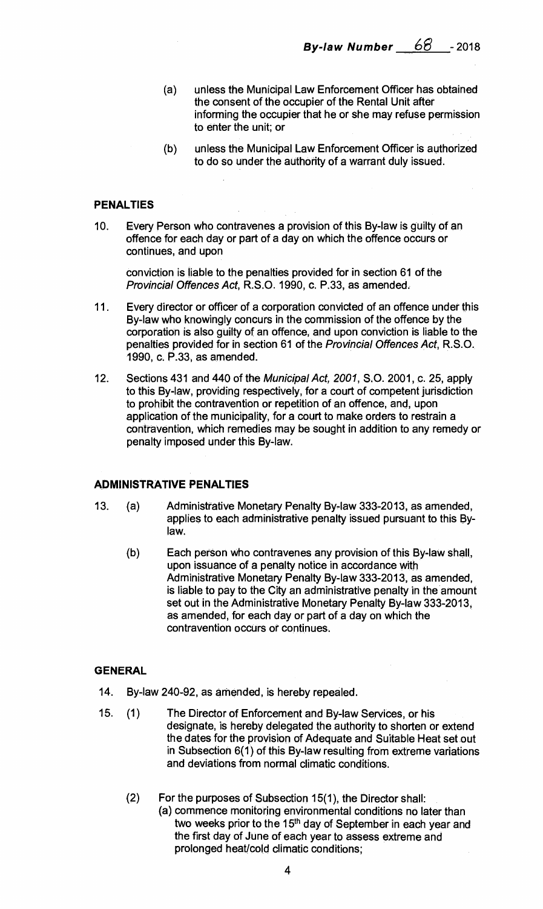(a) unless the Municipal Law Enforcement Officer has obtained the consent of the occupier of the Rental Unit after informing the occupier that he or she may refuse permission to enter the unit; or

(b) unless the Municipal Law Enforcement Officer is authorized to do so under the authority of a warrant duly issued.

## PENALTIES

10. Every Person who contravenes a provision of this By-law is guilty of an offence for each day or part of a day on which the offence occurs or continues, and upon

    conviction is liable to the penalties provided for in section 61 of the *Provincial Offences Act*, R.S.O. 1990, c. P.33, as amended.

11. Every director or officer of a corporation convicted of an offence under this By-law who knowingly concurs in the commission of the offence by the corporation is also guilty of an offence, and upon conviction is liable to the penalties provided for in section 61 of the *Provincial Offences Act*, R.S.O. 1990, c. P.33, as amended.

12. Sections 431 and 440 of the *Municipal Act, 2001*, S.O. 2001, c. 25, apply to this By-law, providing respectively, for a court of competent jurisdiction to prohibit the contravention or repetition of an offence, and, upon application of the municipality, for a court to make orders to restrain a contravention, which remedies may be sought in addition to any remedy or penalty imposed under this By-law.

## ADMINISTRATIVE PENALTIES

13. (a) Administrative Monetary Penalty By-law 333-2013, as amended, applies to each administrative penalty issued pursuant to this By-law.

    (b) Each person who contravenes any provision of this By-law shall, upon issuance of a penalty notice in accordance with Administrative Monetary Penalty By-law 333-2013, as amended, is liable to pay to the City an administrative penalty in the amount set out in the Administrative Monetary Penalty By-law 333-2013, as amended, for each day or part of a day on which the contravention occurs or continues.

## GENERAL

14. By-law 240-92, as amended, is hereby repealed.

15. (1) The Director of Enforcement and By-law Services, or his designate, is hereby delegated the authority to shorten or extend the dates for the provision of Adequate and Suitable Heat set out in Subsection 6(1) of this By-law resulting from extreme variations and deviations from normal climatic conditions.

    (2) For the purposes of Subsection 15(1), the Director shall:
    (a) commence monitoring environmental conditions no later than two weeks prior to the 15th day of September in each year and the first day of June of each year to assess extreme and prolonged heat/cold climatic conditions;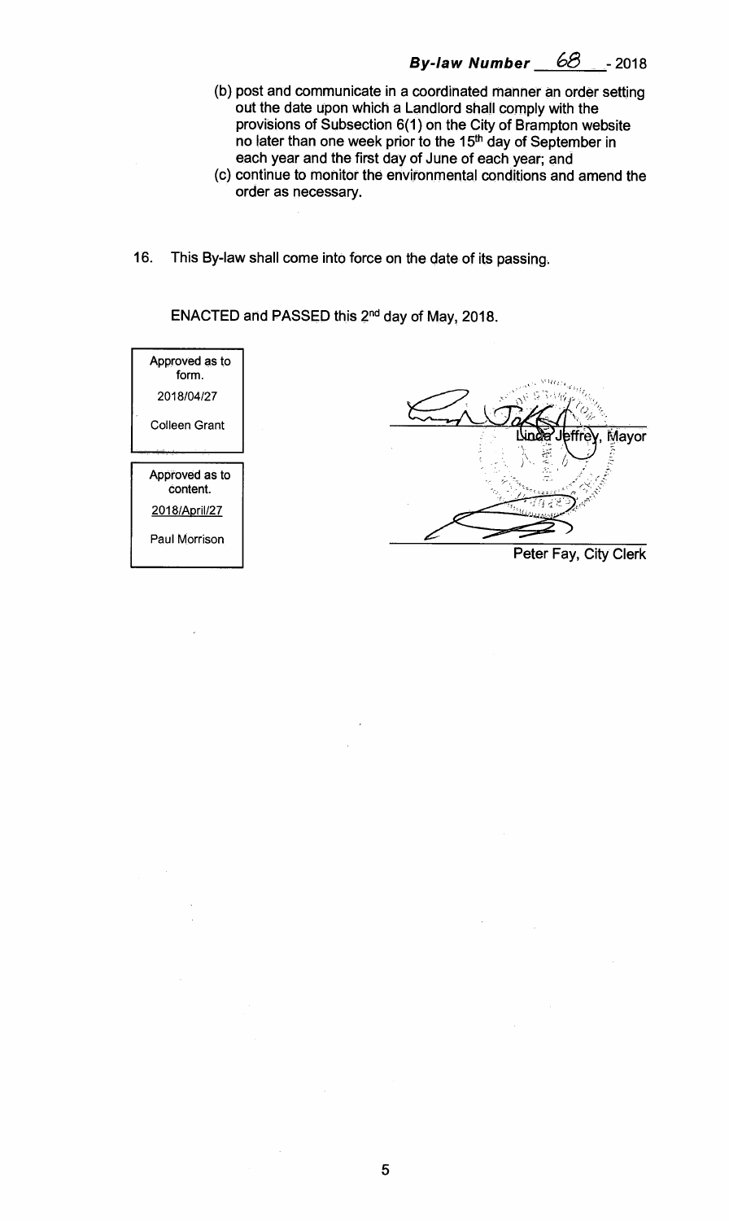(b) post and communicate in a coordinated manner an order setting out the date upon which a Landlord shall comply with the provisions of Subsection 6(1) on the City of Brampton website no later than one week prior to the 15th day of September in each year and the first day of June of each year; and

(c) continue to monitor the environmental conditions and amend the order as necessary.

16. This By-law shall come into force on the date of its passing.

ENACTED and PASSED this 2nd day of May, 2018.

| |
|---|
| Approved as to form. |
| 2018/04/27 |
| Colleen Grant |

| |
|---|
| Approved as to content. |
| 2018/April/27 |
| Paul Morrison |

Linda Jeffrey, Mayor

Peter Fay, City Clerk